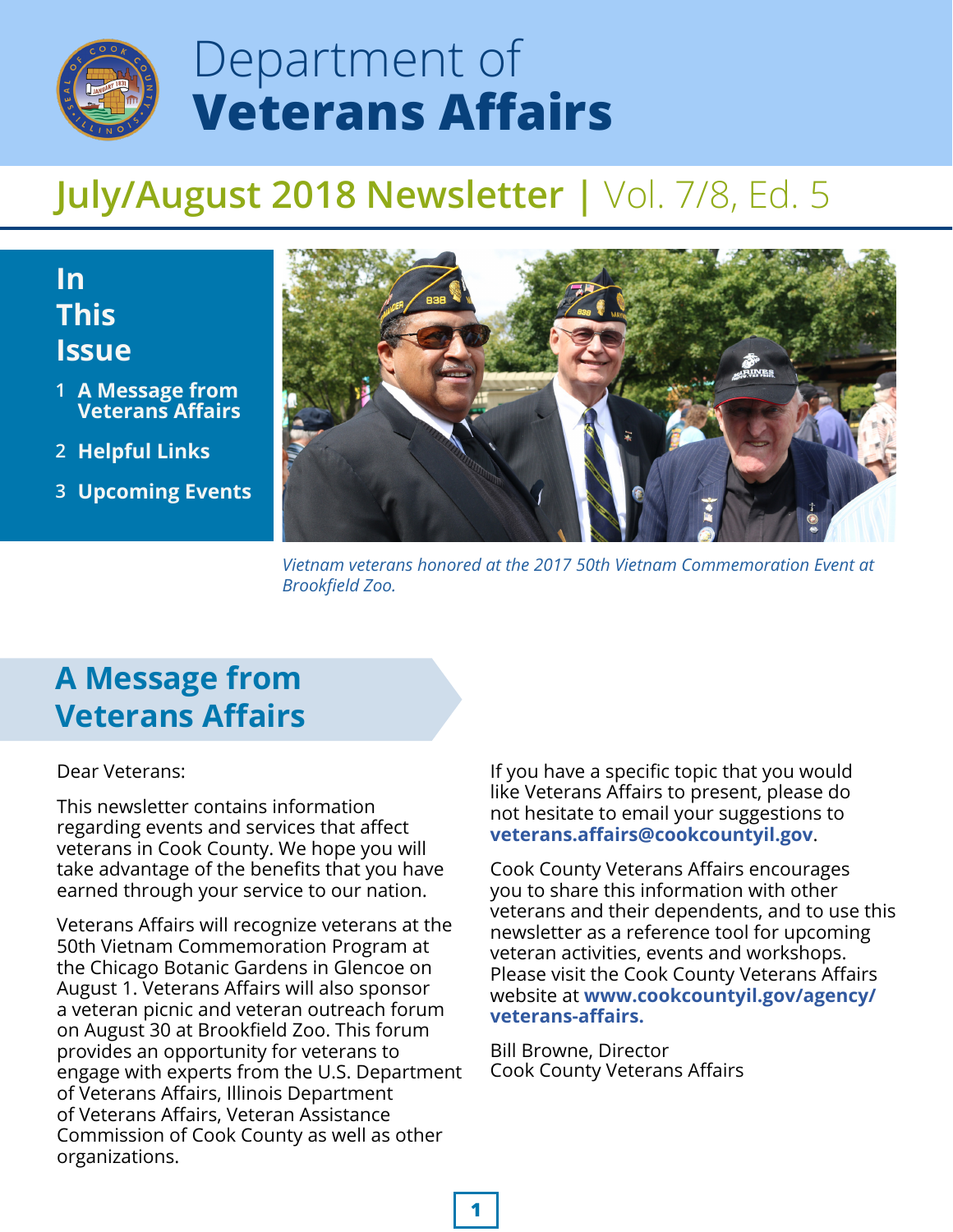# Department of **Veterans Affairs**

## July/August 2018 Newsletter | Vol. 7/8, Ed. 5

### In This Issue

1. A Message from Veterans Affairs
2. Helpful Links
3. Upcoming Events

*Vietnam veterans honored at the 2017 50th Vietnam Commemoration Event at Brookfield Zoo.*

## A Message from Veterans Affairs

Dear Veterans:

This newsletter contains information regarding events and services that affect veterans in Cook County. We hope you will take advantage of the benefits that you have earned through your service to our nation.

Veterans Affairs will recognize veterans at the 50th Vietnam Commemoration Program at the Chicago Botanic Gardens in Glencoe on August 1. Veterans Affairs will also sponsor a veteran picnic and veteran outreach forum on August 30 at Brookfield Zoo. This forum provides an opportunity for veterans to engage with experts from the U.S. Department of Veterans Affairs, Illinois Department of Veterans Affairs, Veteran Assistance Commission of Cook County as well as other organizations.

If you have a specific topic that you would like Veterans Affairs to present, please do not hesitate to email your suggestions to **veterans.affairs@cookcountyil.gov**.

Cook County Veterans Affairs encourages you to share this information with other veterans and their dependents, and to use this newsletter as a reference tool for upcoming veteran activities, events and workshops. Please visit the Cook County Veterans Affairs website at **www.cookcountyil.gov/agency/veterans-affairs.**

Bill Browne, Director
Cook County Veterans Affairs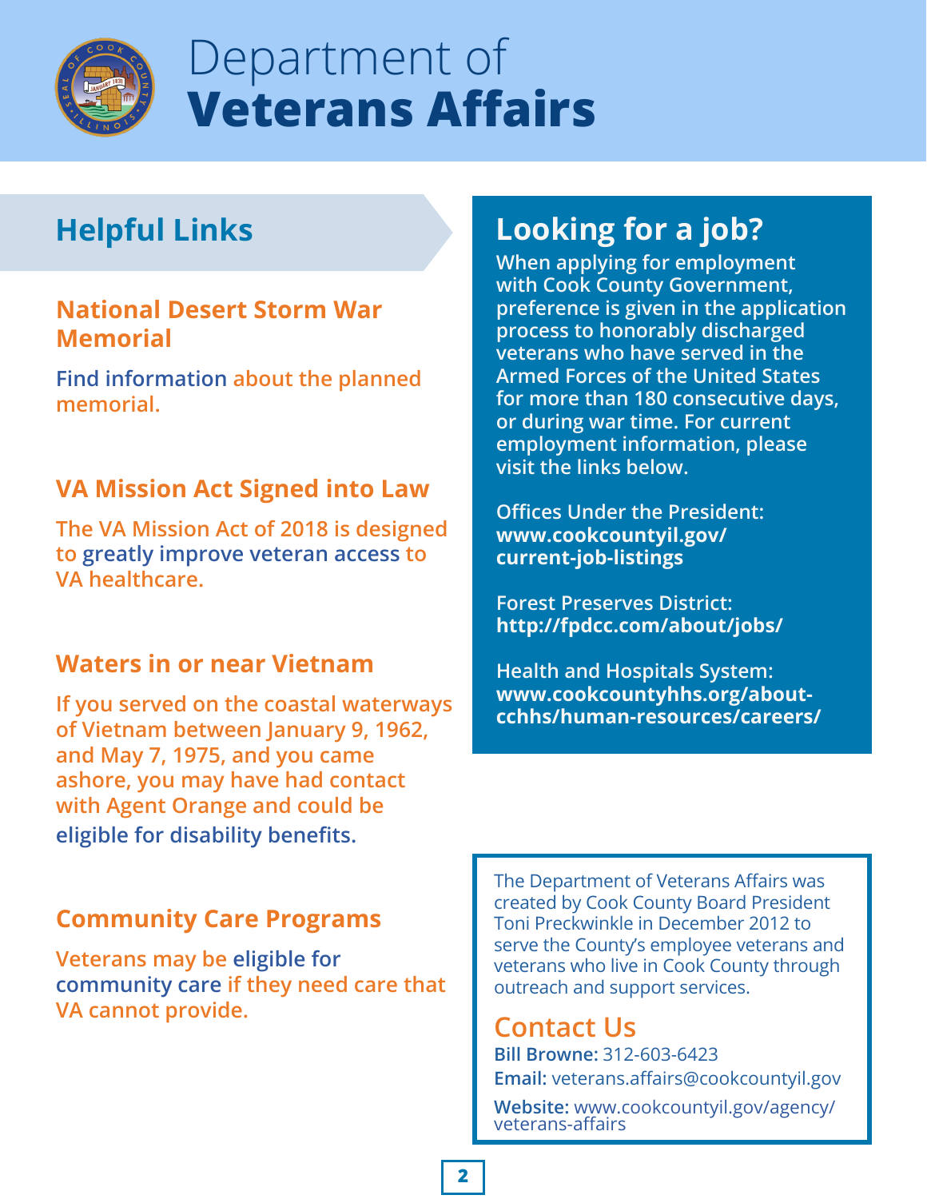# Department of **Veterans Affairs**

## Helpful Links

### National Desert Storm War Memorial

Find information about the planned memorial.

### VA Mission Act Signed into Law

The VA Mission Act of 2018 is designed to greatly improve veteran access to VA healthcare.

### Waters in or near Vietnam

If you served on the coastal waterways of Vietnam between January 9, 1962, and May 7, 1975, and you came ashore, you may have had contact with Agent Orange and could be eligible for disability benefits.

### Community Care Programs

Veterans may be eligible for community care if they need care that VA cannot provide.

## Looking for a job?

When applying for employment with Cook County Government, preference is given in the application process to honorably discharged veterans who have served in the Armed Forces of the United States for more than 180 consecutive days, or during war time. For current employment information, please visit the links below.

Offices Under the President:
**www.cookcountyil.gov/current-job-listings**

Forest Preserves District:
**http://fpdcc.com/about/jobs/**

Health and Hospitals System:
**www.cookcountyhhs.org/about-cchhs/human-resources/careers/**

The Department of Veterans Affairs was created by Cook County Board President Toni Preckwinkle in December 2012 to serve the County's employee veterans and veterans who live in Cook County through outreach and support services.

## Contact Us

**Bill Browne:** 312-603-6423

**Email:** veterans.affairs@cookcountyil.gov

**Website:** www.cookcountyil.gov/agency/veterans-affairs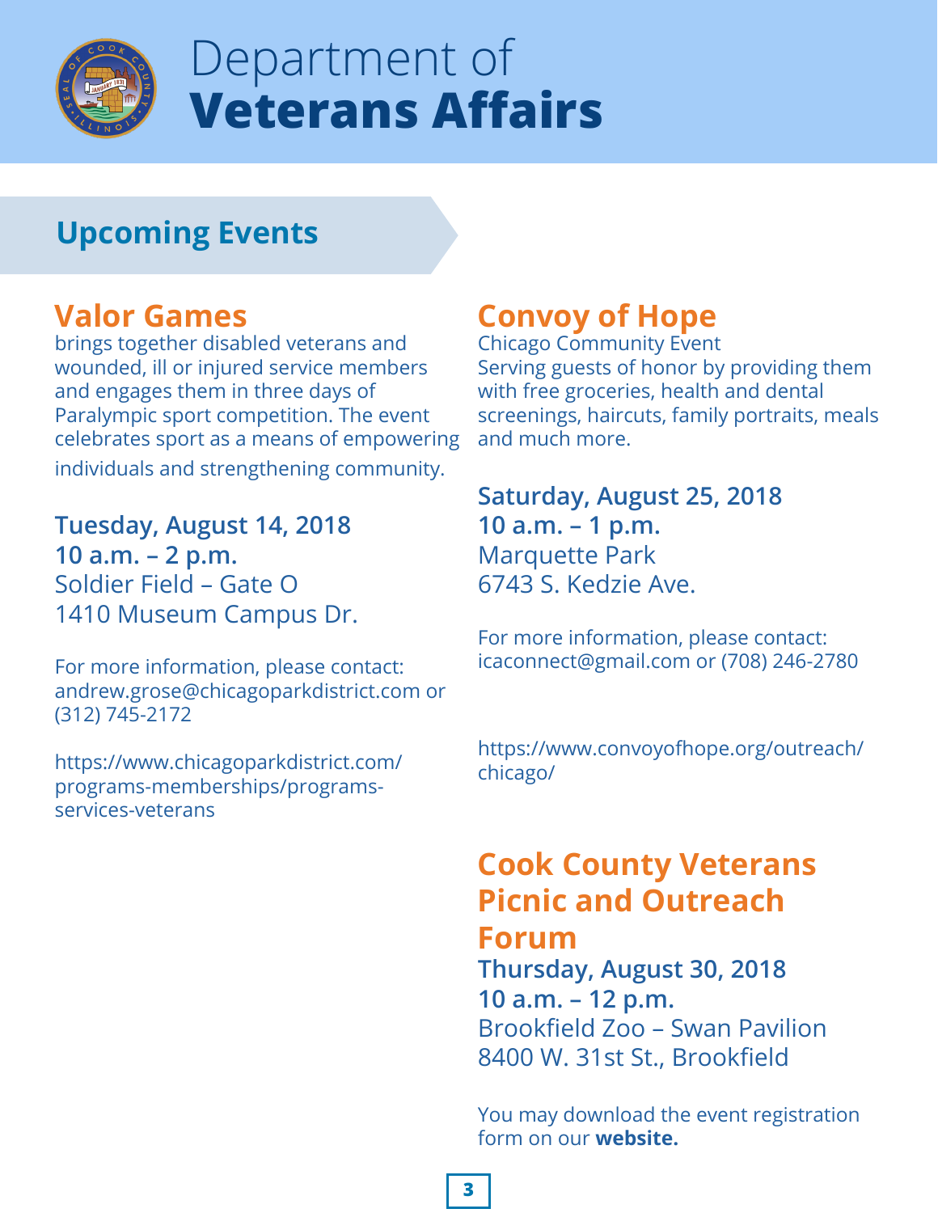# Department of **Veterans Affairs**

## Upcoming Events

### Valor Games

brings together disabled veterans and wounded, ill or injured service members and engages them in three days of Paralympic sport competition. The event celebrates sport as a means of empowering individuals and strengthening community.

**Tuesday, August 14, 2018**
**10 a.m. – 2 p.m.**
Soldier Field – Gate O
1410 Museum Campus Dr.

For more information, please contact:
andrew.grose@chicagoparkdistrict.com or (312) 745-2172

https://www.chicagoparkdistrict.com/programs-memberships/programs-services-veterans

### Convoy of Hope

Chicago Community Event
Serving guests of honor by providing them with free groceries, health and dental screenings, haircuts, family portraits, meals and much more.

**Saturday, August 25, 2018**
**10 a.m. – 1 p.m.**
Marquette Park
6743 S. Kedzie Ave.

For more information, please contact:
icaconnect@gmail.com or (708) 246-2780

https://www.convoyofhope.org/outreach/chicago/

### Cook County Veterans Picnic and Outreach Forum

**Thursday, August 30, 2018**
**10 a.m. – 12 p.m.**
Brookfield Zoo – Swan Pavilion
8400 W. 31st St., Brookfield

You may download the event registration form on our **website.**